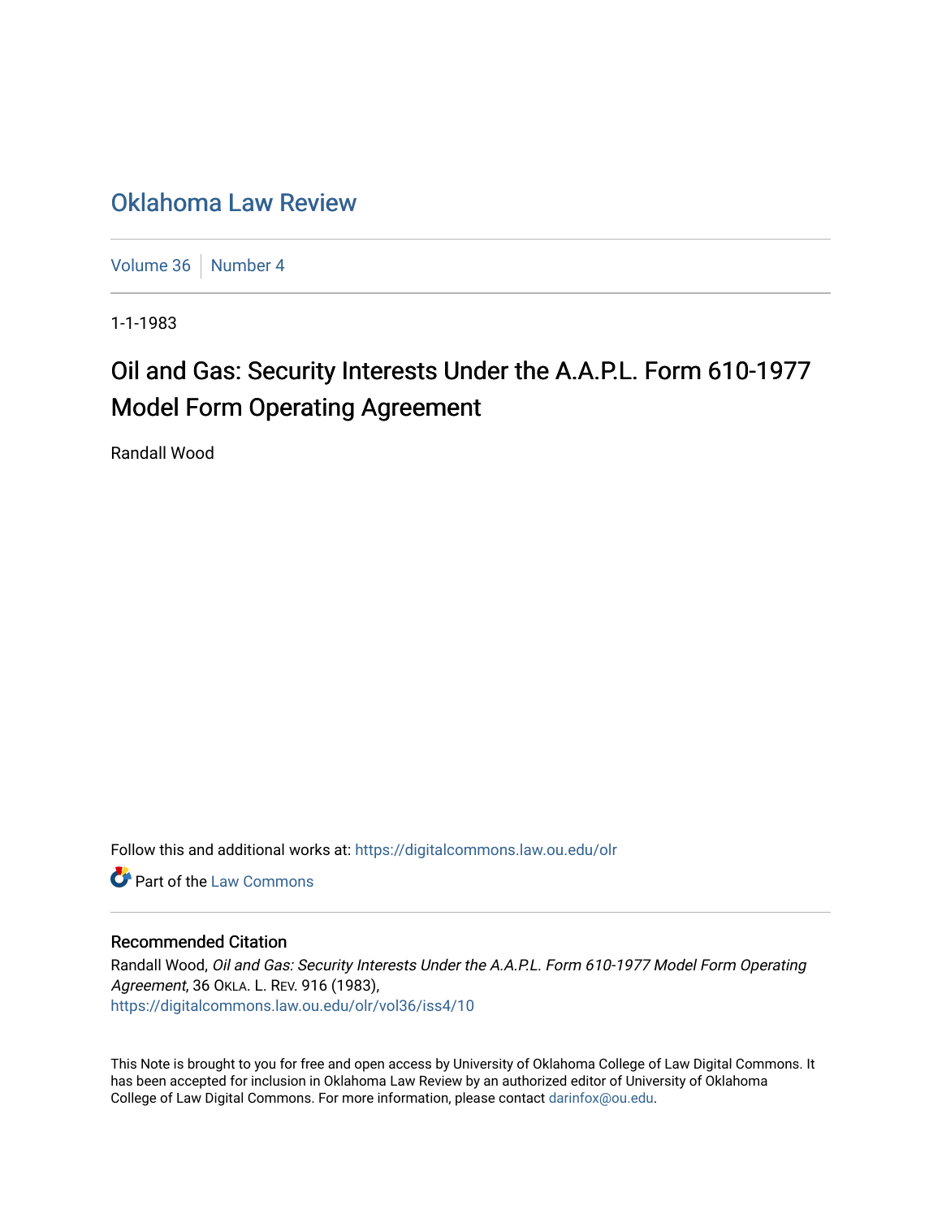# Oklahoma Law Review

Volume 36 | Number 4

1-1-1983

## Oil and Gas: Security Interests Under the A.A.P.L. Form 610-1977 Model Form Operating Agreement

Randall Wood

Follow this and additional works at: https://digitalcommons.law.ou.edu/olr

Part of the Law Commons

### Recommended Citation

Randall Wood, *Oil and Gas: Security Interests Under the A.A.P.L. Form 610-1977 Model Form Operating Agreement*, 36 OKLA. L. REV. 916 (1983),
https://digitalcommons.law.ou.edu/olr/vol36/iss4/10

This Note is brought to you for free and open access by University of Oklahoma College of Law Digital Commons. It has been accepted for inclusion in Oklahoma Law Review by an authorized editor of University of Oklahoma College of Law Digital Commons. For more information, please contact darinfox@ou.edu.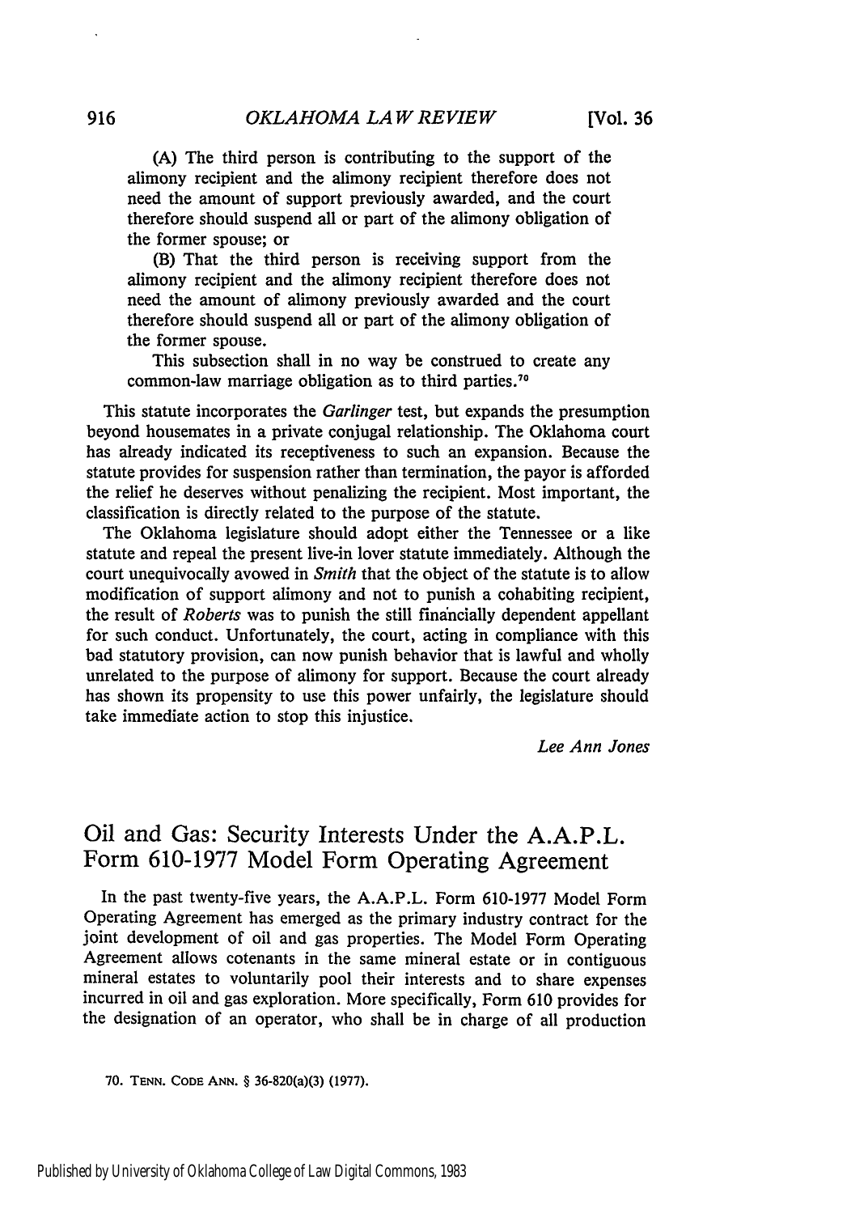(A) The third person is contributing to the support of the alimony recipient and the alimony recipient therefore does not need the amount of support previously awarded, and the court therefore should suspend all or part of the alimony obligation of the former spouse; or

(B) That the third person is receiving support from the alimony recipient and the alimony recipient therefore does not need the amount of alimony previously awarded and the court therefore should suspend all or part of the alimony obligation of the former spouse.

This subsection shall in no way be construed to create any common-law marriage obligation as to third parties.[70]

This statute incorporates the *Garlinger* test, but expands the presumption beyond housemates in a private conjugal relationship. The Oklahoma court has already indicated its receptiveness to such an expansion. Because the statute provides for suspension rather than termination, the payor is afforded the relief he deserves without penalizing the recipient. Most important, the classification is directly related to the purpose of the statute.

The Oklahoma legislature should adopt either the Tennessee or a like statute and repeal the present live-in lover statute immediately. Although the court unequivocally avowed in *Smith* that the object of the statute is to allow modification of support alimony and not to punish a cohabiting recipient, the result of *Roberts* was to punish the still financially dependent appellant for such conduct. Unfortunately, the court, acting in compliance with this bad statutory provision, can now punish behavior that is lawful and wholly unrelated to the purpose of alimony for support. Because the court already has shown its propensity to use this power unfairly, the legislature should take immediate action to stop this injustice.

*Lee Ann Jones*

## Oil and Gas: Security Interests Under the A.A.P.L. Form 610-1977 Model Form Operating Agreement

In the past twenty-five years, the A.A.P.L. Form 610-1977 Model Form Operating Agreement has emerged as the primary industry contract for the joint development of oil and gas properties. The Model Form Operating Agreement allows cotenants in the same mineral estate or in contiguous mineral estates to voluntarily pool their interests and to share expenses incurred in oil and gas exploration. More specifically, Form 610 provides for the designation of an operator, who shall be in charge of all production

70. TENN. CODE ANN. § 36-820(a)(3) (1977).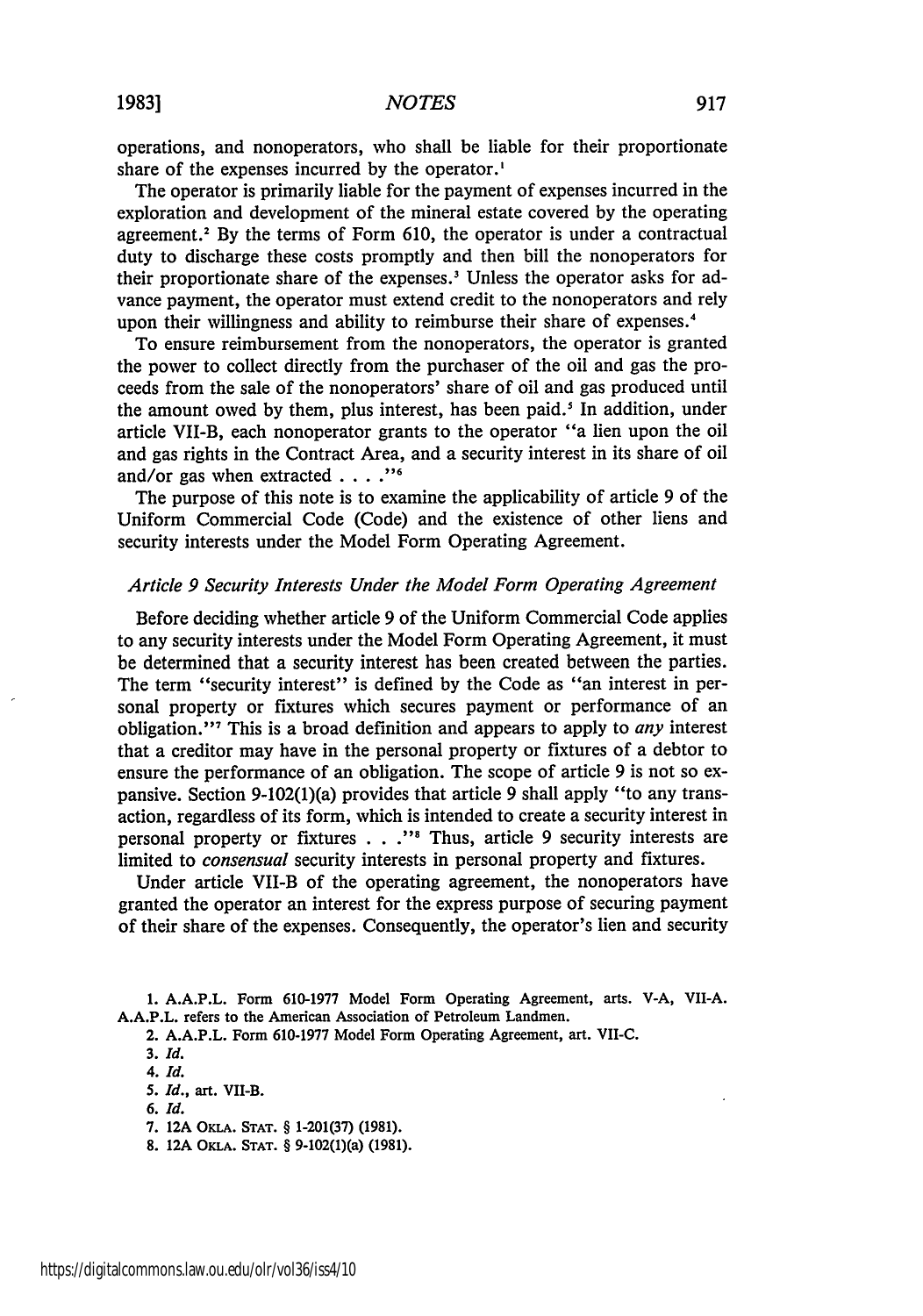operations, and nonoperators, who shall be liable for their proportionate share of the expenses incurred by the operator.[1]

The operator is primarily liable for the payment of expenses incurred in the exploration and development of the mineral estate covered by the operating agreement.[2] By the terms of Form 610, the operator is under a contractual duty to discharge these costs promptly and then bill the nonoperators for their proportionate share of the expenses.[3] Unless the operator asks for advance payment, the operator must extend credit to the nonoperators and rely upon their willingness and ability to reimburse their share of expenses.[4]

To ensure reimbursement from the nonoperators, the operator is granted the power to collect directly from the purchaser of the oil and gas the proceeds from the sale of the nonoperators' share of oil and gas produced until the amount owed by them, plus interest, has been paid.[5] In addition, under article VII-B, each nonoperator grants to the operator "a lien upon the oil and gas rights in the Contract Area, and a security interest in its share of oil and/or gas when extracted . . . ."[6]

The purpose of this note is to examine the applicability of article 9 of the Uniform Commercial Code (Code) and the existence of other liens and security interests under the Model Form Operating Agreement.

### *Article 9 Security Interests Under the Model Form Operating Agreement*

Before deciding whether article 9 of the Uniform Commercial Code applies to any security interests under the Model Form Operating Agreement, it must be determined that a security interest has been created between the parties. The term "security interest" is defined by the Code as "an interest in personal property or fixtures which secures payment or performance of an obligation."[7] This is a broad definition and appears to apply to *any* interest that a creditor may have in the personal property or fixtures of a debtor to ensure the performance of an obligation. The scope of article 9 is not so expansive. Section 9-102(1)(a) provides that article 9 shall apply "to any transaction, regardless of its form, which is intended to create a security interest in personal property or fixtures . . ."[8] Thus, article 9 security interests are limited to *consensual* security interests in personal property and fixtures.

Under article VII-B of the operating agreement, the nonoperators have granted the operator an interest for the express purpose of securing payment of their share of the expenses. Consequently, the operator's lien and security

1. A.A.P.L. Form 610-1977 Model Form Operating Agreement, arts. V-A, VII-A. A.A.P.L. refers to the American Association of Petroleum Landmen.
2. A.A.P.L. Form 610-1977 Model Form Operating Agreement, art. VII-C.
3. *Id.*
4. *Id.*
5. *Id.*, art. VII-B.
6. *Id.*
7. 12A Okla. Stat. § 1-201(37) (1981).
8. 12A Okla. Stat. § 9-102(1)(a) (1981).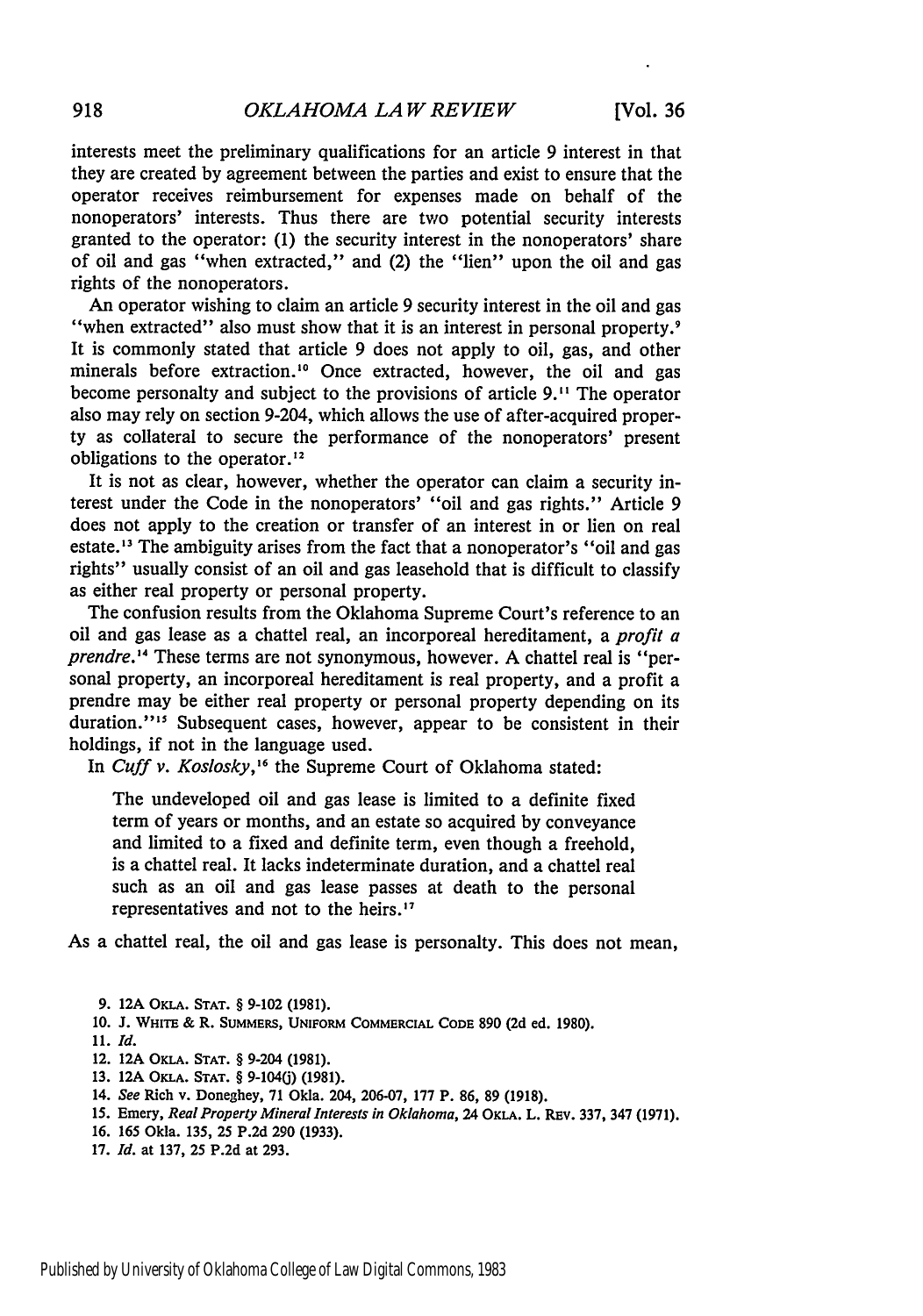interests meet the preliminary qualifications for an article 9 interest in that they are created by agreement between the parties and exist to ensure that the operator receives reimbursement for expenses made on behalf of the nonoperators' interests. Thus there are two potential security interests granted to the operator: (1) the security interest in the nonoperators' share of oil and gas "when extracted," and (2) the "lien" upon the oil and gas rights of the nonoperators.

An operator wishing to claim an article 9 security interest in the oil and gas "when extracted" also must show that it is an interest in personal property.[9] It is commonly stated that article 9 does not apply to oil, gas, and other minerals before extraction.[10] Once extracted, however, the oil and gas become personalty and subject to the provisions of article 9.[11] The operator also may rely on section 9-204, which allows the use of after-acquired property as collateral to secure the performance of the nonoperators' present obligations to the operator.[12]

It is not as clear, however, whether the operator can claim a security interest under the Code in the nonoperators' "oil and gas rights." Article 9 does not apply to the creation or transfer of an interest in or lien on real estate.[13] The ambiguity arises from the fact that a nonoperator's "oil and gas rights" usually consist of an oil and gas leasehold that is difficult to classify as either real property or personal property.

The confusion results from the Oklahoma Supreme Court's reference to an oil and gas lease as a chattel real, an incorporeal hereditament, a *profit a prendre*.[14] These terms are not synonymous, however. A chattel real is "personal property, an incorporeal hereditament is real property, and a profit a prendre may be either real property or personal property depending on its duration."[15] Subsequent cases, however, appear to be consistent in their holdings, if not in the language used.

In *Cuff v. Koslosky*,[16] the Supreme Court of Oklahoma stated:

> The undeveloped oil and gas lease is limited to a definite fixed term of years or months, and an estate so acquired by conveyance and limited to a fixed and definite term, even though a freehold, is a chattel real. It lacks indeterminate duration, and a chattel real such as an oil and gas lease passes at death to the personal representatives and not to the heirs.[17]

As a chattel real, the oil and gas lease is personalty. This does not mean,

---

9. 12A OKLA. STAT. § 9-102 (1981).
10. J. WHITE & R. SUMMERS, UNIFORM COMMERCIAL CODE 890 (2d ed. 1980).
11. *Id.*
12. 12A OKLA. STAT. § 9-204 (1981).
13. 12A OKLA. STAT. § 9-104(j) (1981).
14. *See* Rich v. Doneghey, 71 Okla. 204, 206-07, 177 P. 86, 89 (1918).
15. Emery, *Real Property Mineral Interests in Oklahoma*, 24 OKLA. L. REV. 337, 347 (1971).
16. 165 Okla. 135, 25 P.2d 290 (1933).
17. *Id.* at 137, 25 P.2d at 293.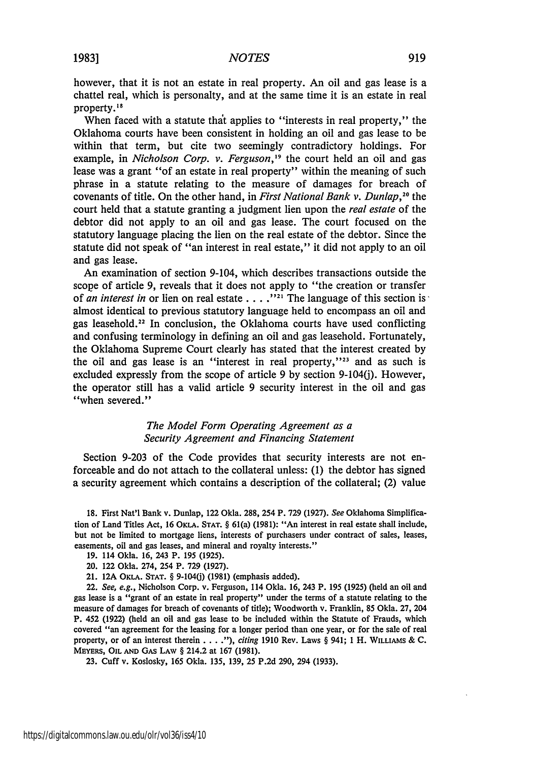however, that it is not an estate in real property. An oil and gas lease is a chattel real, which is personalty, and at the same time it is an estate in real property.[18]

When faced with a statute that applies to "interests in real property," the Oklahoma courts have been consistent in holding an oil and gas lease to be within that term, but cite two seemingly contradictory holdings. For example, in *Nicholson Corp. v. Ferguson*,[19] the court held an oil and gas lease was a grant "of an estate in real property" within the meaning of such phrase in a statute relating to the measure of damages for breach of covenants of title. On the other hand, in *First National Bank v. Dunlap*,[20] the court held that a statute granting a judgment lien upon the *real estate* of the debtor did not apply to an oil and gas lease. The court focused on the statutory language placing the lien on the real estate of the debtor. Since the statute did not speak of "an interest in real estate," it did not apply to an oil and gas lease.

An examination of section 9-104, which describes transactions outside the scope of article 9, reveals that it does not apply to "the creation or transfer of *an interest in* or lien on real estate . . . ."[21] The language of this section is almost identical to previous statutory language held to encompass an oil and gas leasehold.[22] In conclusion, the Oklahoma courts have used conflicting and confusing terminology in defining an oil and gas leasehold. Fortunately, the Oklahoma Supreme Court clearly has stated that the interest created by the oil and gas lease is an "interest in real property,"[23] and as such is excluded expressly from the scope of article 9 by section 9-104(j). However, the operator still has a valid article 9 security interest in the oil and gas "when severed."

### *The Model Form Operating Agreement as a Security Agreement and Financing Statement*

Section 9-203 of the Code provides that security interests are not enforceable and do not attach to the collateral unless: (1) the debtor has signed a security agreement which contains a description of the collateral; (2) value

---

18. First Nat'l Bank v. Dunlap, 122 Okla. 288, 254 P. 729 (1927). *See* Oklahoma Simplification of Land Titles Act, 16 OKLA. STAT. § 61(a) (1981): "An interest in real estate shall include, but not be limited to mortgage liens, interests of purchasers under contract of sales, leases, easements, oil and gas leases, and mineral and royalty interests."

19. 114 Okla. 16, 243 P. 195 (1925).

20. 122 Okla. 274, 254 P. 729 (1927).

21. 12A OKLA. STAT. § 9-104(j) (1981) (emphasis added).

22. *See, e.g.*, Nicholson Corp. v. Ferguson, 114 Okla. 16, 243 P. 195 (1925) (held an oil and gas lease is a "grant of an estate in real property" under the terms of a statute relating to the measure of damages for breach of covenants of title); Woodworth v. Franklin, 85 Okla. 27, 204 P. 452 (1922) (held an oil and gas lease to be included within the Statute of Frauds, which covered "an agreement for the leasing for a longer period than one year, or for the sale of real property, or of an interest therein . . . ."), *citing* 1910 Rev. Laws § 941; 1 H. WILLIAMS & C. MEYERS, OIL AND GAS LAW § 214.2 at 167 (1981).

23. Cuff v. Koslosky, 165 Okla. 135, 139, 25 P.2d 290, 294 (1933).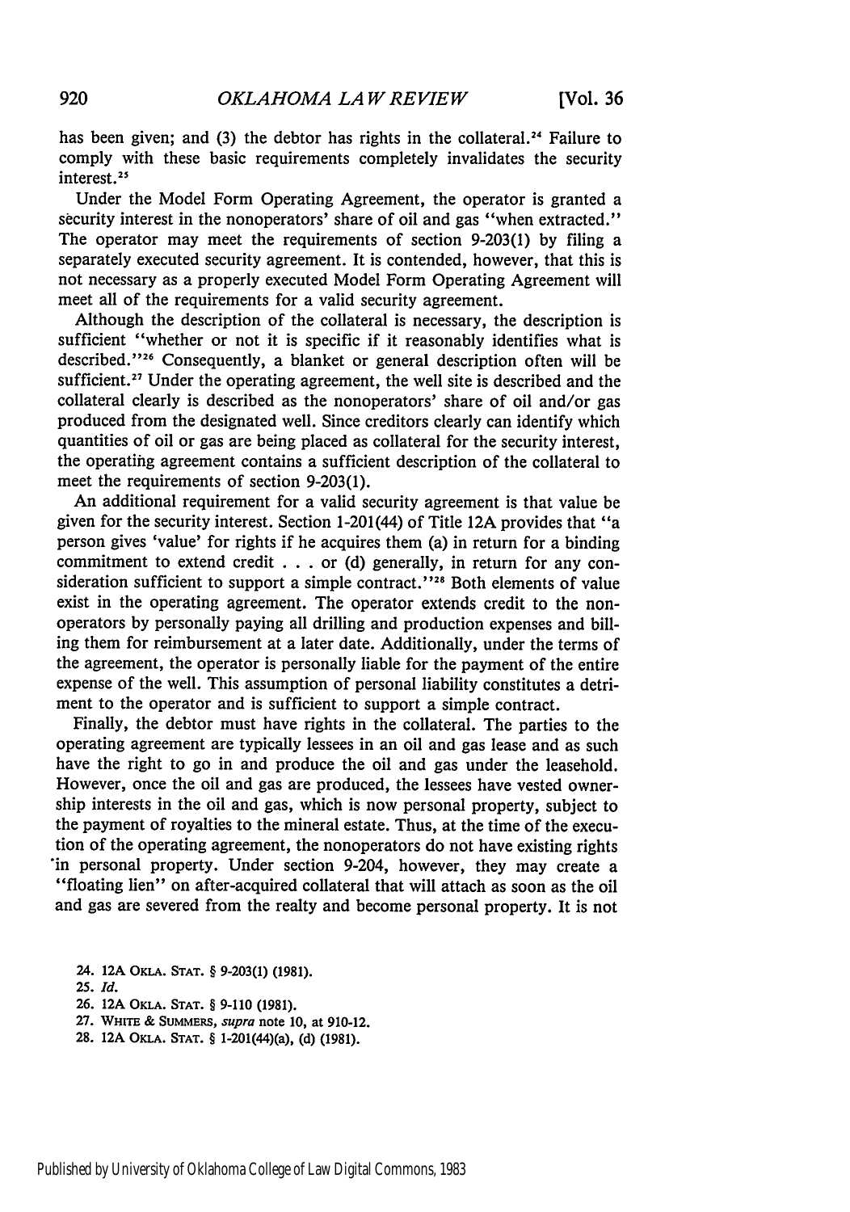has been given; and (3) the debtor has rights in the collateral.[24] Failure to comply with these basic requirements completely invalidates the security interest.[25]

Under the Model Form Operating Agreement, the operator is granted a security interest in the nonoperators' share of oil and gas "when extracted." The operator may meet the requirements of section 9-203(1) by filing a separately executed security agreement. It is contended, however, that this is not necessary as a properly executed Model Form Operating Agreement will meet all of the requirements for a valid security agreement.

Although the description of the collateral is necessary, the description is sufficient "whether or not it is specific if it reasonably identifies what is described."[26] Consequently, a blanket or general description often will be sufficient.[27] Under the operating agreement, the well site is described and the collateral clearly is described as the nonoperators' share of oil and/or gas produced from the designated well. Since creditors clearly can identify which quantities of oil or gas are being placed as collateral for the security interest, the operating agreement contains a sufficient description of the collateral to meet the requirements of section 9-203(1).

An additional requirement for a valid security agreement is that value be given for the security interest. Section 1-201(44) of Title 12A provides that "a person gives 'value' for rights if he acquires them (a) in return for a binding commitment to extend credit . . . or (d) generally, in return for any consideration sufficient to support a simple contract."[28] Both elements of value exist in the operating agreement. The operator extends credit to the nonoperators by personally paying all drilling and production expenses and billing them for reimbursement at a later date. Additionally, under the terms of the agreement, the operator is personally liable for the payment of the entire expense of the well. This assumption of personal liability constitutes a detriment to the operator and is sufficient to support a simple contract.

Finally, the debtor must have rights in the collateral. The parties to the operating agreement are typically lessees in an oil and gas lease and as such have the right to go in and produce the oil and gas under the leasehold. However, once the oil and gas are produced, the lessees have vested ownership interests in the oil and gas, which is now personal property, subject to the payment of royalties to the mineral estate. Thus, at the time of the execution of the operating agreement, the nonoperators do not have existing rights in personal property. Under section 9-204, however, they may create a "floating lien" on after-acquired collateral that will attach as soon as the oil and gas are severed from the realty and become personal property. It is not

24. 12A OKLA. STAT. § 9-203(1) (1981).

25. *Id.*

26. 12A OKLA. STAT. § 9-110 (1981).

27. WHITE & SUMMERS, *supra* note 10, at 910-12.

28. 12A OKLA. STAT. § 1-201(44)(a), (d) (1981).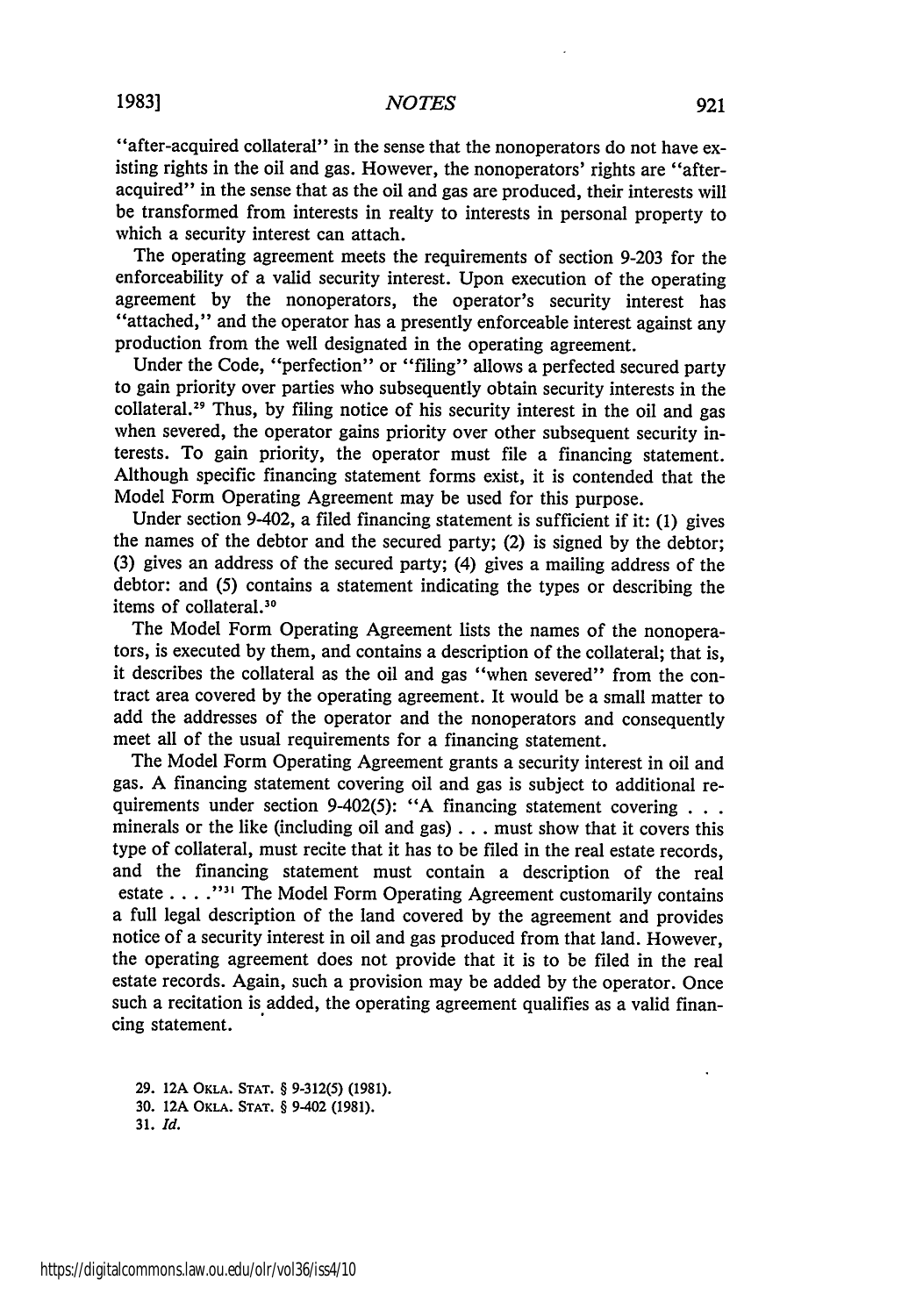"after-acquired collateral" in the sense that the nonoperators do not have existing rights in the oil and gas. However, the nonoperators' rights are "after-acquired" in the sense that as the oil and gas are produced, their interests will be transformed from interests in realty to interests in personal property to which a security interest can attach.

The operating agreement meets the requirements of section 9-203 for the enforceability of a valid security interest. Upon execution of the operating agreement by the nonoperators, the operator's security interest has "attached," and the operator has a presently enforceable interest against any production from the well designated in the operating agreement.

Under the Code, "perfection" or "filing" allows a perfected secured party to gain priority over parties who subsequently obtain security interests in the collateral.[29] Thus, by filing notice of his security interest in the oil and gas when severed, the operator gains priority over other subsequent security interests. To gain priority, the operator must file a financing statement. Although specific financing statement forms exist, it is contended that the Model Form Operating Agreement may be used for this purpose.

Under section 9-402, a filed financing statement is sufficient if it: (1) gives the names of the debtor and the secured party; (2) is signed by the debtor; (3) gives an address of the secured party; (4) gives a mailing address of the debtor: and (5) contains a statement indicating the types or describing the items of collateral.[30]

The Model Form Operating Agreement lists the names of the nonoperators, is executed by them, and contains a description of the collateral; that is, it describes the collateral as the oil and gas "when severed" from the contract area covered by the operating agreement. It would be a small matter to add the addresses of the operator and the nonoperators and consequently meet all of the usual requirements for a financing statement.

The Model Form Operating Agreement grants a security interest in oil and gas. A financing statement covering oil and gas is subject to additional requirements under section 9-402(5): "A financing statement covering . . . minerals or the like (including oil and gas) . . . must show that it covers this type of collateral, must recite that it has to be filed in the real estate records, and the financing statement must contain a description of the real estate . . . ."[31] The Model Form Operating Agreement customarily contains a full legal description of the land covered by the agreement and provides notice of a security interest in oil and gas produced from that land. However, the operating agreement does not provide that it is to be filed in the real estate records. Again, such a provision may be added by the operator. Once such a recitation is added, the operating agreement qualifies as a valid financing statement.

29. 12A OKLA. STAT. § 9-312(5) (1981).
30. 12A OKLA. STAT. § 9-402 (1981).
31. *Id.*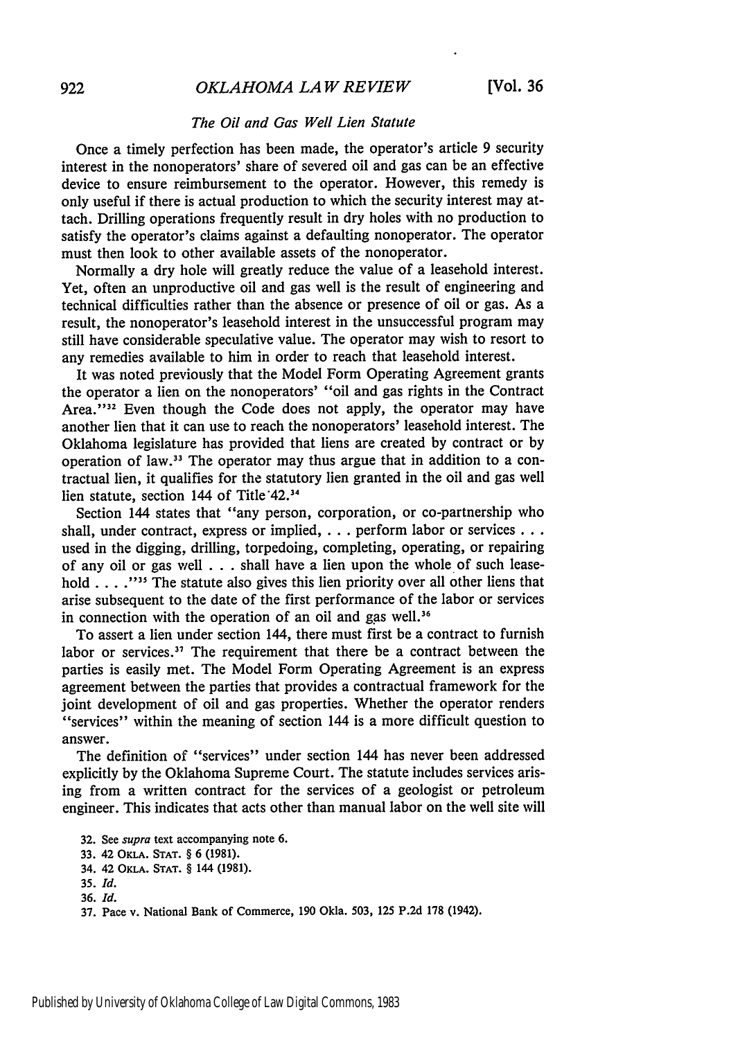### *The Oil and Gas Well Lien Statute*

Once a timely perfection has been made, the operator's article 9 security interest in the nonoperators' share of severed oil and gas can be an effective device to ensure reimbursement to the operator. However, this remedy is only useful if there is actual production to which the security interest may attach. Drilling operations frequently result in dry holes with no production to satisfy the operator's claims against a defaulting nonoperator. The operator must then look to other available assets of the nonoperator.

Normally a dry hole will greatly reduce the value of a leasehold interest. Yet, often an unproductive oil and gas well is the result of engineering and technical difficulties rather than the absence or presence of oil or gas. As a result, the nonoperator's leasehold interest in the unsuccessful program may still have considerable speculative value. The operator may wish to resort to any remedies available to him in order to reach that leasehold interest.

It was noted previously that the Model Form Operating Agreement grants the operator a lien on the nonoperators' "oil and gas rights in the Contract Area."[32] Even though the Code does not apply, the operator may have another lien that it can use to reach the nonoperators' leasehold interest. The Oklahoma legislature has provided that liens are created by contract or by operation of law.[33] The operator may thus argue that in addition to a contractual lien, it qualifies for the statutory lien granted in the oil and gas well lien statute, section 144 of Title 42.[34]

Section 144 states that "any person, corporation, or co-partnership who shall, under contract, express or implied, . . . perform labor or services . . . used in the digging, drilling, torpedoing, completing, operating, or repairing of any oil or gas well . . . shall have a lien upon the whole of such leasehold . . . ."[35] The statute also gives this lien priority over all other liens that arise subsequent to the date of the first performance of the labor or services in connection with the operation of an oil and gas well.[36]

To assert a lien under section 144, there must first be a contract to furnish labor or services.[37] The requirement that there be a contract between the parties is easily met. The Model Form Operating Agreement is an express agreement between the parties that provides a contractual framework for the joint development of oil and gas properties. Whether the operator renders "services" within the meaning of section 144 is a more difficult question to answer.

The definition of "services" under section 144 has never been addressed explicitly by the Oklahoma Supreme Court. The statute includes services arising from a written contract for the services of a geologist or petroleum engineer. This indicates that acts other than manual labor on the well site will

32. See *supra* text accompanying note 6.
33. 42 OKLA. STAT. § 6 (1981).
34. 42 OKLA. STAT. § 144 (1981).
35. *Id.*
36. *Id.*
37. Pace v. National Bank of Commerce, 190 Okla. 503, 125 P.2d 178 (1942).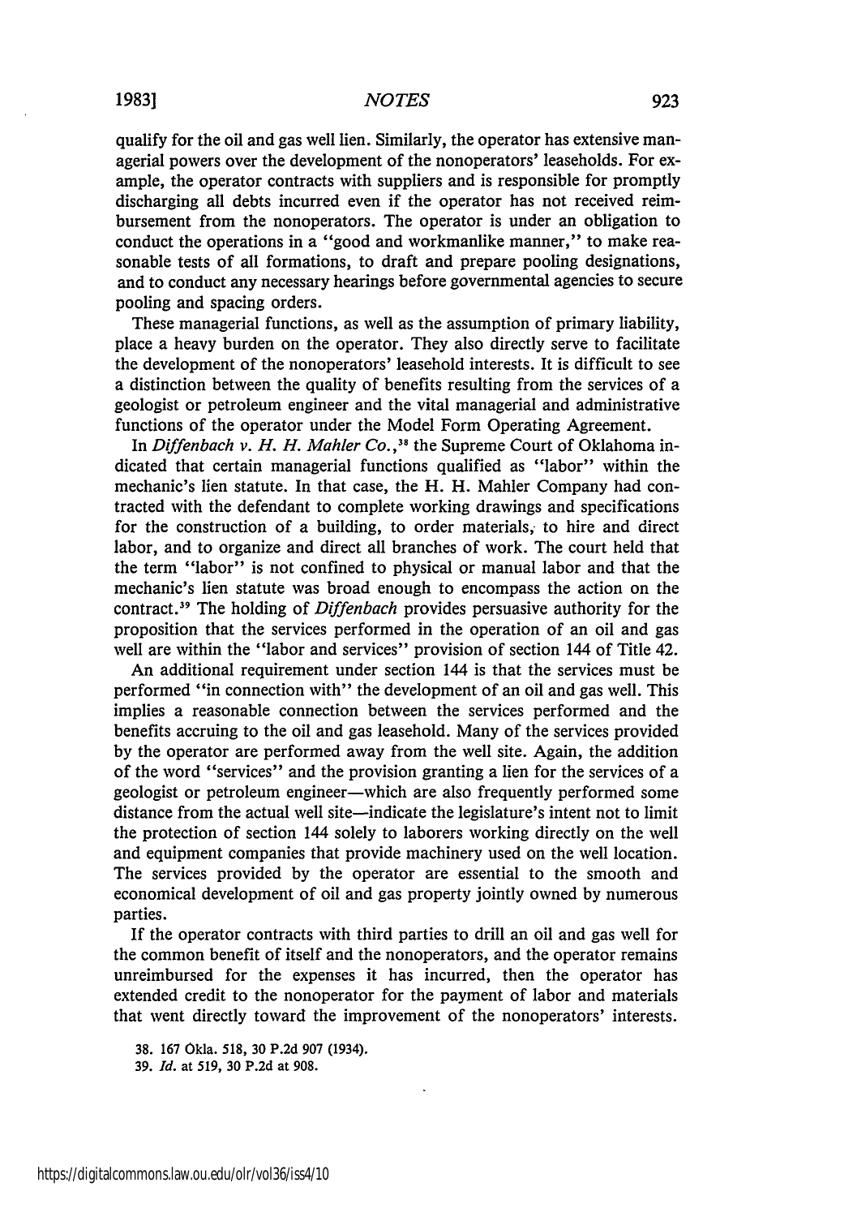qualify for the oil and gas well lien. Similarly, the operator has extensive managerial powers over the development of the nonoperators' leaseholds. For example, the operator contracts with suppliers and is responsible for promptly discharging all debts incurred even if the operator has not received reimbursement from the nonoperators. The operator is under an obligation to conduct the operations in a "good and workmanlike manner," to make reasonable tests of all formations, to draft and prepare pooling designations, and to conduct any necessary hearings before governmental agencies to secure pooling and spacing orders.

These managerial functions, as well as the assumption of primary liability, place a heavy burden on the operator. They also directly serve to facilitate the development of the nonoperators' leasehold interests. It is difficult to see a distinction between the quality of benefits resulting from the services of a geologist or petroleum engineer and the vital managerial and administrative functions of the operator under the Model Form Operating Agreement.

In *Diffenbach v. H. H. Mahler Co.*,[38] the Supreme Court of Oklahoma indicated that certain managerial functions qualified as "labor" within the mechanic's lien statute. In that case, the H. H. Mahler Company had contracted with the defendant to complete working drawings and specifications for the construction of a building, to order materials, to hire and direct labor, and to organize and direct all branches of work. The court held that the term "labor" is not confined to physical or manual labor and that the mechanic's lien statute was broad enough to encompass the action on the contract.[39] The holding of *Diffenbach* provides persuasive authority for the proposition that the services performed in the operation of an oil and gas well are within the "labor and services" provision of section 144 of Title 42.

An additional requirement under section 144 is that the services must be performed "in connection with" the development of an oil and gas well. This implies a reasonable connection between the services performed and the benefits accruing to the oil and gas leasehold. Many of the services provided by the operator are performed away from the well site. Again, the addition of the word "services" and the provision granting a lien for the services of a geologist or petroleum engineer—which are also frequently performed some distance from the actual well site—indicate the legislature's intent not to limit the protection of section 144 solely to laborers working directly on the well and equipment companies that provide machinery used on the well location. The services provided by the operator are essential to the smooth and economical development of oil and gas property jointly owned by numerous parties.

If the operator contracts with third parties to drill an oil and gas well for the common benefit of itself and the nonoperators, and the operator remains unreimbursed for the expenses it has incurred, then the operator has extended credit to the nonoperator for the payment of labor and materials that went directly toward the improvement of the nonoperators' interests.

38. 167 Okla. 518, 30 P.2d 907 (1934).

39. *Id.* at 519, 30 P.2d at 908.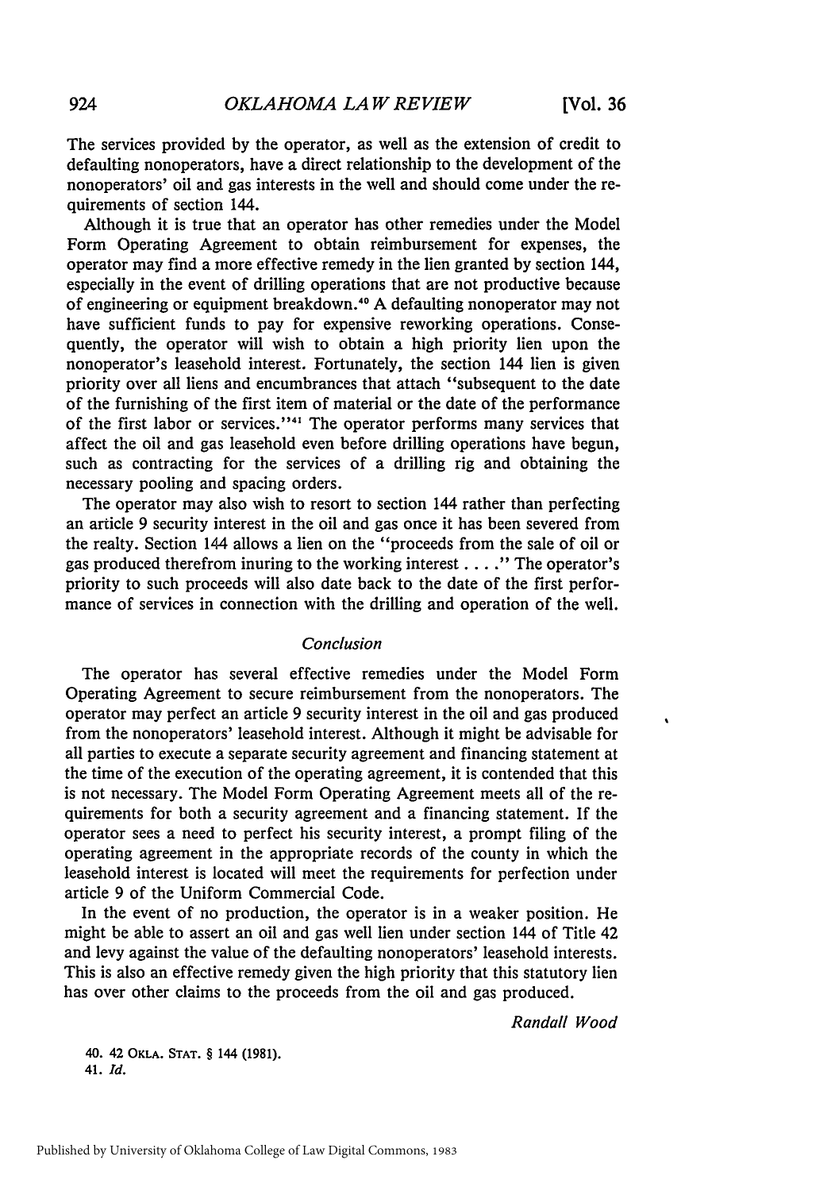The services provided by the operator, as well as the extension of credit to defaulting nonoperators, have a direct relationship to the development of the nonoperators' oil and gas interests in the well and should come under the requirements of section 144.

Although it is true that an operator has other remedies under the Model Form Operating Agreement to obtain reimbursement for expenses, the operator may find a more effective remedy in the lien granted by section 144, especially in the event of drilling operations that are not productive because of engineering or equipment breakdown.[40] A defaulting nonoperator may not have sufficient funds to pay for expensive reworking operations. Consequently, the operator will wish to obtain a high priority lien upon the nonoperator's leasehold interest. Fortunately, the section 144 lien is given priority over all liens and encumbrances that attach "subsequent to the date of the furnishing of the first item of material or the date of the performance of the first labor or services."[41] The operator performs many services that affect the oil and gas leasehold even before drilling operations have begun, such as contracting for the services of a drilling rig and obtaining the necessary pooling and spacing orders.

The operator may also wish to resort to section 144 rather than perfecting an article 9 security interest in the oil and gas once it has been severed from the realty. Section 144 allows a lien on the "proceeds from the sale of oil or gas produced therefrom inuring to the working interest . . . ." The operator's priority to such proceeds will also date back to the date of the first performance of services in connection with the drilling and operation of the well.

### *Conclusion*

The operator has several effective remedies under the Model Form Operating Agreement to secure reimbursement from the nonoperators. The operator may perfect an article 9 security interest in the oil and gas produced from the nonoperators' leasehold interest. Although it might be advisable for all parties to execute a separate security agreement and financing statement at the time of the execution of the operating agreement, it is contended that this is not necessary. The Model Form Operating Agreement meets all of the requirements for both a security agreement and a financing statement. If the operator sees a need to perfect his security interest, a prompt filing of the operating agreement in the appropriate records of the county in which the leasehold interest is located will meet the requirements for perfection under article 9 of the Uniform Commercial Code.

In the event of no production, the operator is in a weaker position. He might be able to assert an oil and gas well lien under section 144 of Title 42 and levy against the value of the defaulting nonoperators' leasehold interests. This is also an effective remedy given the high priority that this statutory lien has over other claims to the proceeds from the oil and gas produced.

*Randall Wood*

40. 42 OKLA. STAT. § 144 (1981).
41. *Id.*